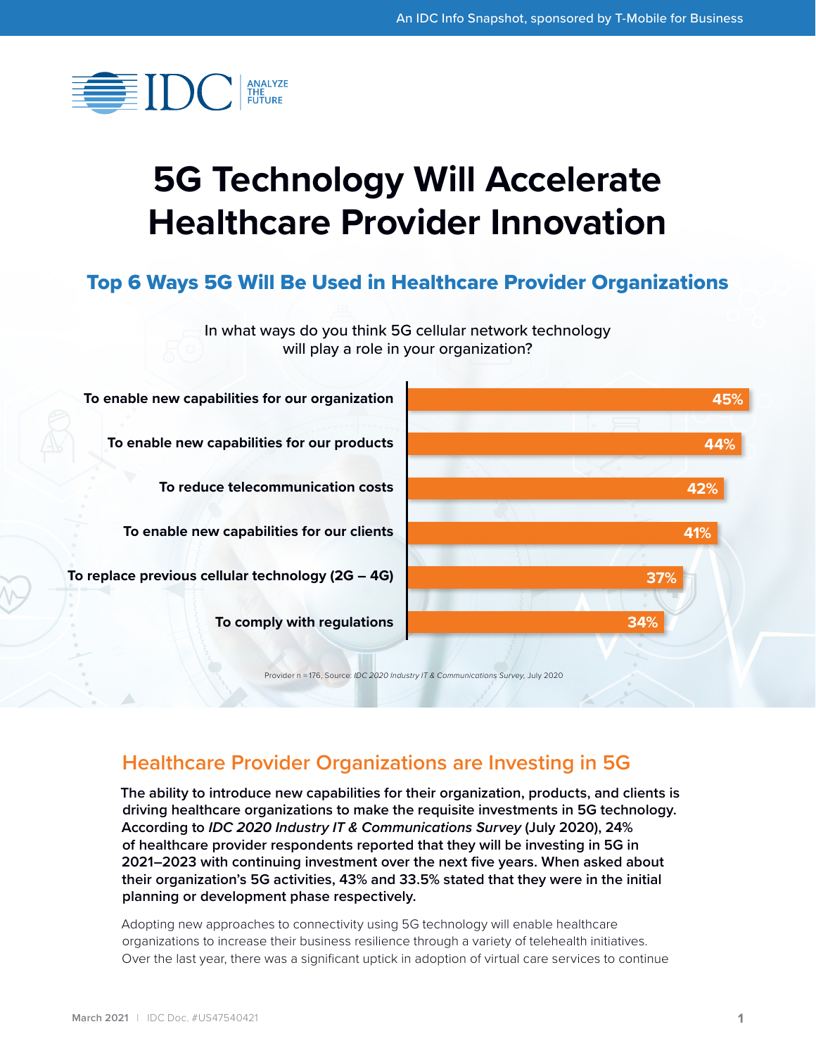An IDC Info Snapshot, sponsored by T-Mobile for Business

# 5G Technology Will Accelerate Healthcare Provider Innovation

## Top 6 Ways 5G Will Be Used in Healthcare Provider Organizations

In what ways do you think 5G cellular network technology will play a role in your organization?

| Response | % |
|---|---|
| To enable new capabilities for our organization | 45% |
| To enable new capabilities for our products | 44% |
| To reduce telecommunication costs | 42% |
| To enable new capabilities for our clients | 41% |
| To replace previous cellular technology (2G – 4G) | 37% |
| To comply with regulations | 34% |

Provider n = 176, Source: *IDC 2020 Industry IT & Communications Survey*, July 2020

## Healthcare Provider Organizations are Investing in 5G

**The ability to introduce new capabilities for their organization, products, and clients is driving healthcare organizations to make the requisite investments in 5G technology. According to *IDC 2020 Industry IT & Communications Survey* (July 2020), 24% of healthcare provider respondents reported that they will be investing in 5G in 2021–2023 with continuing investment over the next five years. When asked about their organization's 5G activities, 43% and 33.5% stated that they were in the initial planning or development phase respectively.**

Adopting new approaches to connectivity using 5G technology will enable healthcare organizations to increase their business resilience through a variety of telehealth initiatives. Over the last year, there was a significant uptick in adoption of virtual care services to continue

March 2021 | IDC Doc. #US47540421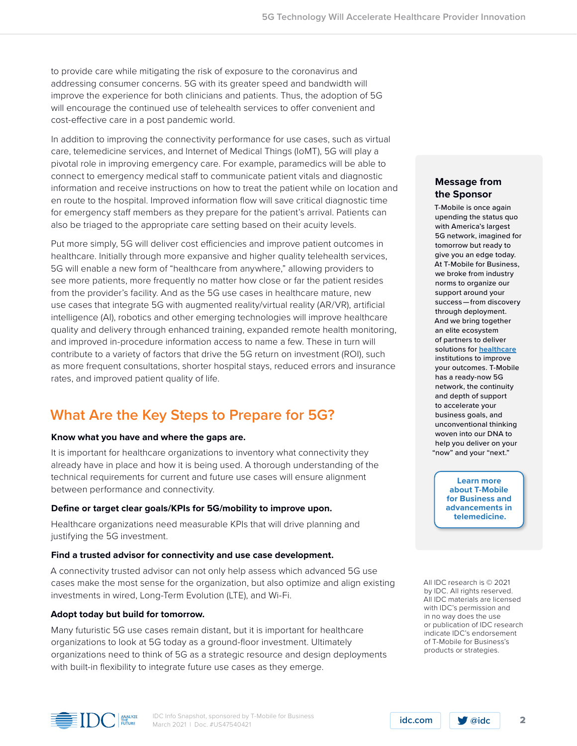to provide care while mitigating the risk of exposure to the coronavirus and addressing consumer concerns. 5G with its greater speed and bandwidth will improve the experience for both clinicians and patients. Thus, the adoption of 5G will encourage the continued use of telehealth services to offer convenient and cost-effective care in a post pandemic world.

In addition to improving the connectivity performance for use cases, such as virtual care, telemedicine services, and Internet of Medical Things (IoMT), 5G will play a pivotal role in improving emergency care. For example, paramedics will be able to connect to emergency medical staff to communicate patient vitals and diagnostic information and receive instructions on how to treat the patient while on location and en route to the hospital. Improved information flow will save critical diagnostic time for emergency staff members as they prepare for the patient's arrival. Patients can also be triaged to the appropriate care setting based on their acuity levels.

Put more simply, 5G will deliver cost efficiencies and improve patient outcomes in healthcare. Initially through more expansive and higher quality telehealth services, 5G will enable a new form of "healthcare from anywhere," allowing providers to see more patients, more frequently no matter how close or far the patient resides from the provider's facility. And as the 5G use cases in healthcare mature, new use cases that integrate 5G with augmented reality/virtual reality (AR/VR), artificial intelligence (AI), robotics and other emerging technologies will improve healthcare quality and delivery through enhanced training, expanded remote health monitoring, and improved in-procedure information access to name a few. These in turn will contribute to a variety of factors that drive the 5G return on investment (ROI), such as more frequent consultations, shorter hospital stays, reduced errors and insurance rates, and improved patient quality of life.

## What Are the Key Steps to Prepare for 5G?

**Know what you have and where the gaps are.**

It is important for healthcare organizations to inventory what connectivity they already have in place and how it is being used. A thorough understanding of the technical requirements for current and future use cases will ensure alignment between performance and connectivity.

**Define or target clear goals/KPIs for 5G/mobility to improve upon.**

Healthcare organizations need measurable KPIs that will drive planning and justifying the 5G investment.

**Find a trusted advisor for connectivity and use case development.**

A connectivity trusted advisor can not only help assess which advanced 5G use cases make the most sense for the organization, but also optimize and align existing investments in wired, Long-Term Evolution (LTE), and Wi-Fi.

**Adopt today but build for tomorrow.**

Many futuristic 5G use cases remain distant, but it is important for healthcare organizations to look at 5G today as a ground-floor investment. Ultimately organizations need to think of 5G as a strategic resource and design deployments with built-in flexibility to integrate future use cases as they emerge.

### Message from the Sponsor

T-Mobile is once again upending the status quo with America's largest 5G network, imagined for tomorrow but ready to give you an edge today. At T-Mobile for Business, we broke from industry norms to organize our support around your success—from discovery through deployment. And we bring together an elite ecosystem of partners to deliver solutions for healthcare institutions to improve your outcomes. T-Mobile has a ready-now 5G network, the continuity and depth of support to accelerate your business goals, and unconventional thinking woven into our DNA to help you deliver on your "now" and your "next."

**Learn more about T-Mobile for Business and advancements in telemedicine.**

All IDC research is © 2021 by IDC. All rights reserved. All IDC materials are licensed with IDC's permission and in no way does the use or publication of IDC research indicate IDC's endorsement of T-Mobile for Business's products or strategies.

IDC Info Snapshot, sponsored by T-Mobile for Business
March 2021 | Doc. #US47540421